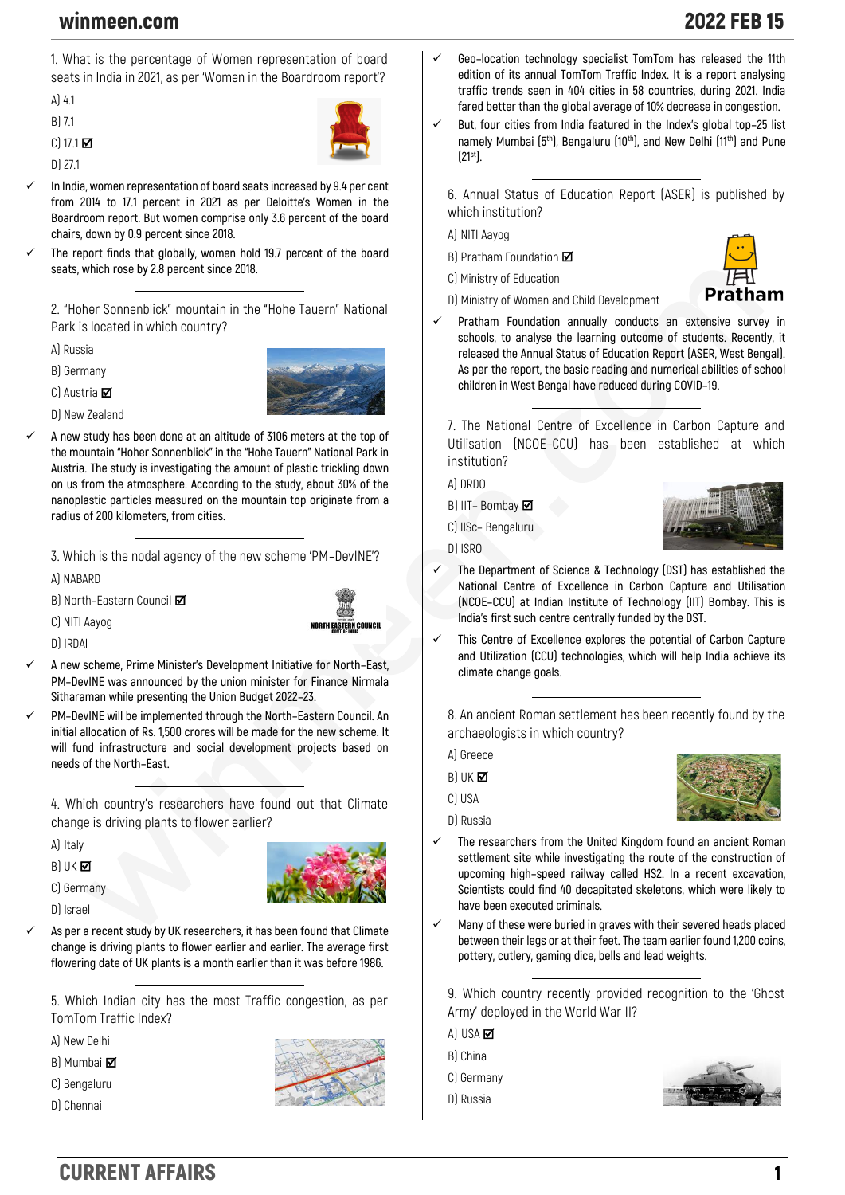1. What is the percentage of Women representation of board seats in India in 2021, as per 'Women in the Boardroom report'?

A) 4.1

B) 7.1

C) 17.1 ☑

D) 27.1

- ✓ In India, women representation of board seats increased by 9.4 per cent from 2014 to 17.1 percent in 2021 as per Deloitte's Women in the Boardroom report. But women comprise only 3.6 percent of the board chairs, down by 0.9 percent since 2018.
- ✓ The report finds that globally, women hold 19.7 percent of the board seats, which rose by 2.8 percent since 2018.

---

2. "Hoher Sonnenblick" mountain in the "Hohe Tauern" National Park is located in which country?

A) Russia

B) Germany

C) Austria ☑

D) New Zealand

- ✓ A new study has been done at an altitude of 3106 meters at the top of the mountain "Hoher Sonnenblick" in the "Hohe Tauern" National Park in Austria. The study is investigating the amount of plastic trickling down on us from the atmosphere. According to the study, about 30% of the nanoplastic particles measured on the mountain top originate from a radius of 200 kilometers, from cities.

---

3. Which is the nodal agency of the new scheme 'PM-DevINE'?

A) NABARD

B) North-Eastern Council ☑

C) NITI Aayog

D) IRDAI

- ✓ A new scheme, Prime Minister's Development Initiative for North-East, PM-DevINE was announced by the union minister for Finance Nirmala Sitharaman while presenting the Union Budget 2022-23.
- ✓ PM-DevINE will be implemented through the North-Eastern Council. An initial allocation of Rs. 1,500 crores will be made for the new scheme. It will fund infrastructure and social development projects based on needs of the North-East.

---

4. Which country's researchers have found out that Climate change is driving plants to flower earlier?

A) Italy

B) UK ☑

C) Germany

D) Israel

- ✓ As per a recent study by UK researchers, it has been found that Climate change is driving plants to flower earlier and earlier. The average first flowering date of UK plants is a month earlier than it was before 1986.

---

5. Which Indian city has the most Traffic congestion, as per TomTom Traffic Index?

A) New Delhi

B) Mumbai ☑

C) Bengaluru

D) Chennai

- ✓ Geo-location technology specialist TomTom has released the 11th edition of its annual TomTom Traffic Index. It is a report analysing traffic trends seen in 404 cities in 58 countries, during 2021. India fared better than the global average of 10% decrease in congestion.
- ✓ But, four cities from India featured in the Index's global top-25 list namely Mumbai (5th), Bengaluru (10th), and New Delhi (11th) and Pune (21st).

---

6. Annual Status of Education Report (ASER) is published by which institution?

A) NITI Aayog

B) Pratham Foundation ☑

C) Ministry of Education

D) Ministry of Women and Child Development

- ✓ Pratham Foundation annually conducts an extensive survey in schools, to analyse the learning outcome of students. Recently, it released the Annual Status of Education Report (ASER, West Bengal). As per the report, the basic reading and numerical abilities of school children in West Bengal have reduced during COVID-19.

---

7. The National Centre of Excellence in Carbon Capture and Utilisation (NCOE-CCU) has been established at which institution?

A) DRDO

B) IIT- Bombay ☑

C) IISc- Bengaluru

D) ISRO

- ✓ The Department of Science & Technology (DST) has established the National Centre of Excellence in Carbon Capture and Utilisation (NCOE-CCU) at Indian Institute of Technology (IIT) Bombay. This is India's first such centre centrally funded by the DST.
- ✓ This Centre of Excellence explores the potential of Carbon Capture and Utilization (CCU) technologies, which will help India achieve its climate change goals.

---

8. An ancient Roman settlement has been recently found by the archaeologists in which country?

A) Greece

B) UK ☑

C) USA

D) Russia

- ✓ The researchers from the United Kingdom found an ancient Roman settlement site while investigating the route of the construction of upcoming high-speed railway called HS2. In a recent excavation, Scientists could find 40 decapitated skeletons, which were likely to have been executed criminals.
- ✓ Many of these were buried in graves with their severed heads placed between their legs or at their feet. The team earlier found 1,200 coins, pottery, cutlery, gaming dice, bells and lead weights.

---

9. Which country recently provided recognition to the 'Ghost Army' deployed in the World War II?

A) USA ☑

B) China

C) Germany

D) Russia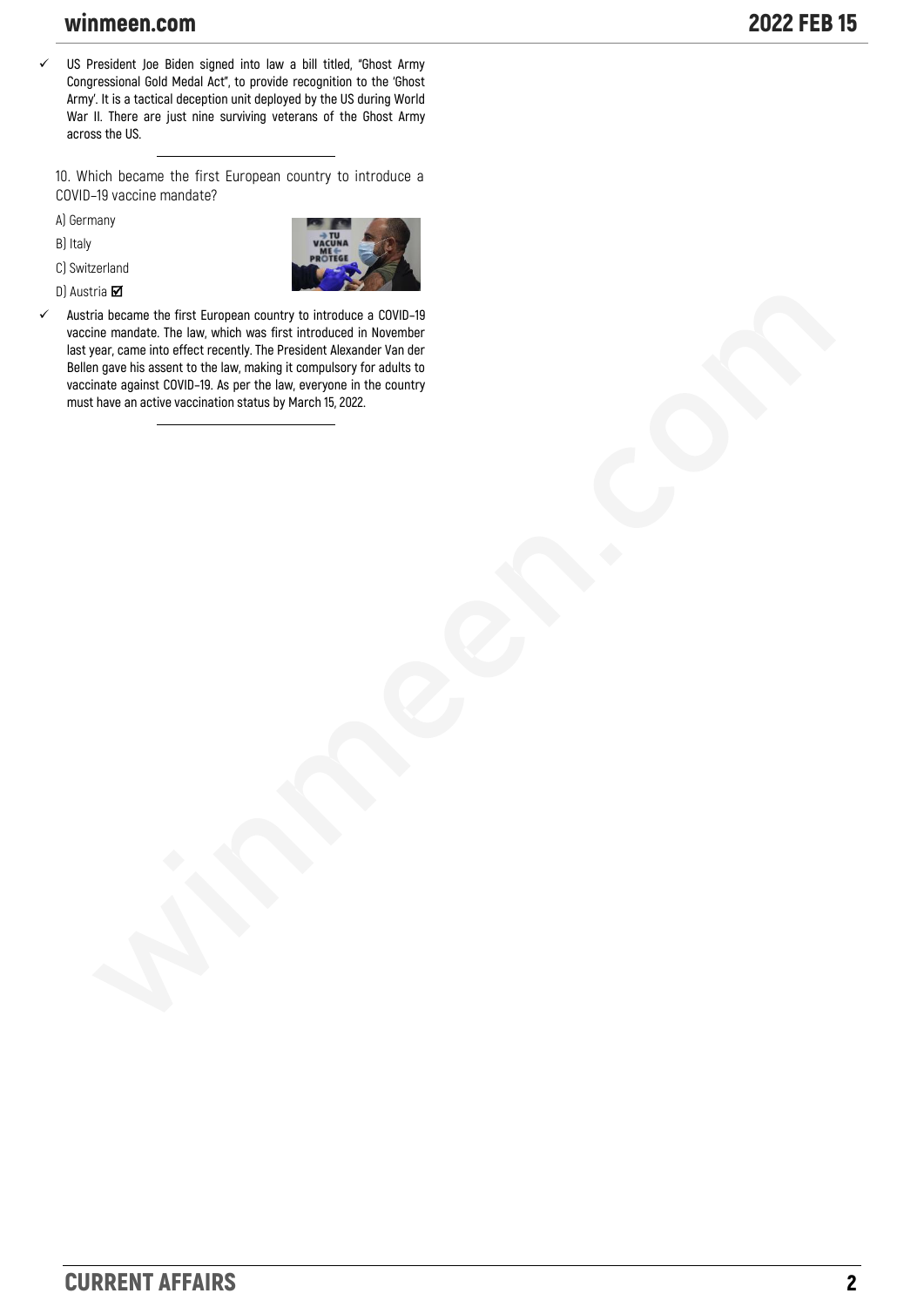- ✓ US President Joe Biden signed into law a bill titled, "Ghost Army Congressional Gold Medal Act", to provide recognition to the 'Ghost Army'. It is a tactical deception unit deployed by the US during World War II. There are just nine surviving veterans of the Ghost Army across the US.

---

10. Which became the first European country to introduce a COVID–19 vaccine mandate?

A) Germany

B) Italy

C) Switzerland

D) Austria ☑

- ✓ Austria became the first European country to introduce a COVID–19 vaccine mandate. The law, which was first introduced in November last year, came into effect recently. The President Alexander Van der Bellen gave his assent to the law, making it compulsory for adults to vaccinate against COVID–19. As per the law, everyone in the country must have an active vaccination status by March 15, 2022.

---